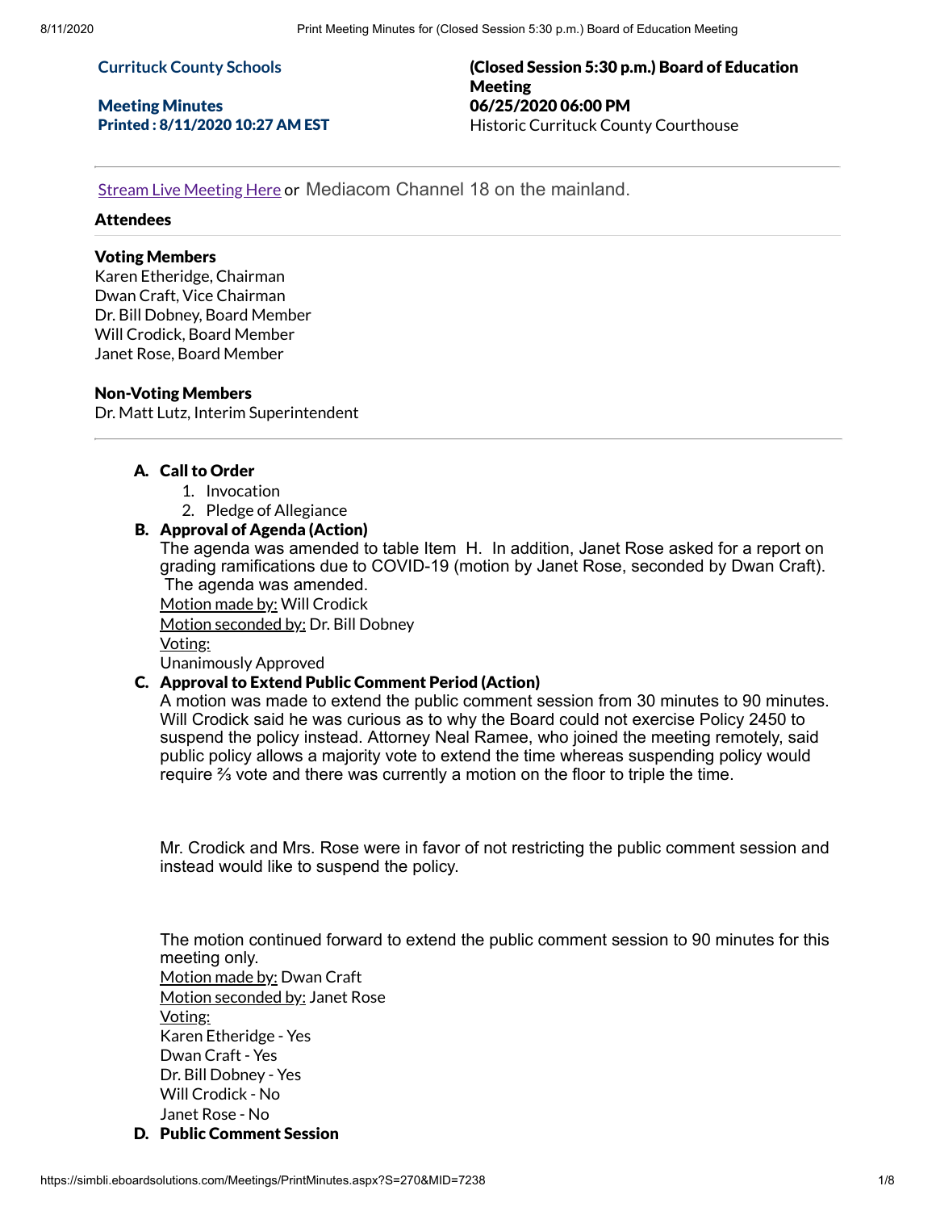**Currituck County Schools**

**Meeting Minutes**
**Printed : 8/11/2020 10:27 AM EST**

**(Closed Session 5:30 p.m.) Board of Education Meeting**
**06/25/2020 06:00 PM**
Historic Currituck County Courthouse

Stream Live Meeting Here or Mediacom Channel 18 on the mainland.

### Attendees

**Voting Members**
Karen Etheridge, Chairman
Dwan Craft, Vice Chairman
Dr. Bill Dobney, Board Member
Will Crodick, Board Member
Janet Rose, Board Member

**Non-Voting Members**
Dr. Matt Lutz, Interim Superintendent

---

**A. Call to Order**

1. Invocation
2. Pledge of Allegiance

**B. Approval of Agenda (Action)**

The agenda was amended to table Item H. In addition, Janet Rose asked for a report on grading ramifications due to COVID-19 (motion by Janet Rose, seconded by Dwan Craft). The agenda was amended.

Motion made by: Will Crodick
Motion seconded by: Dr. Bill Dobney
Voting:
Unanimously Approved

**C. Approval to Extend Public Comment Period (Action)**

A motion was made to extend the public comment session from 30 minutes to 90 minutes. Will Crodick said he was curious as to why the Board could not exercise Policy 2450 to suspend the policy instead. Attorney Neal Ramee, who joined the meeting remotely, said public policy allows a majority vote to extend the time whereas suspending policy would require ⅔ vote and there was currently a motion on the floor to triple the time.

Mr. Crodick and Mrs. Rose were in favor of not restricting the public comment session and instead would like to suspend the policy.

The motion continued forward to extend the public comment session to 90 minutes for this meeting only.

Motion made by: Dwan Craft
Motion seconded by: Janet Rose
Voting:
Karen Etheridge - Yes
Dwan Craft - Yes
Dr. Bill Dobney - Yes
Will Crodick - No
Janet Rose - No

**D. Public Comment Session**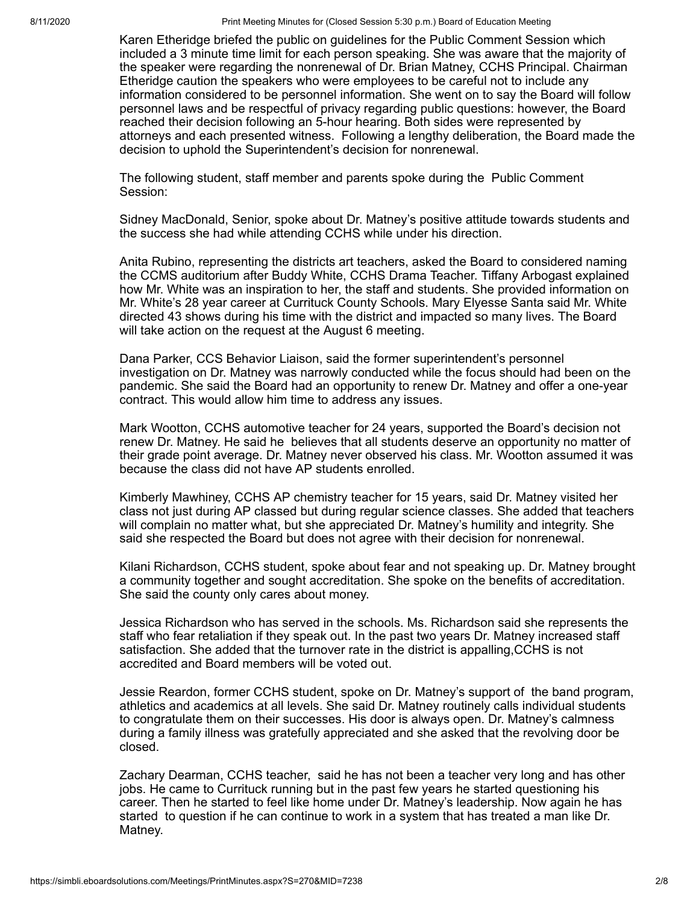Karen Etheridge briefed the public on guidelines for the Public Comment Session which included a 3 minute time limit for each person speaking. She was aware that the majority of the speaker were regarding the nonrenewal of Dr. Brian Matney, CCHS Principal. Chairman Etheridge caution the speakers who were employees to be careful not to include any information considered to be personnel information. She went on to say the Board will follow personnel laws and be respectful of privacy regarding public questions: however, the Board reached their decision following an 5-hour hearing. Both sides were represented by attorneys and each presented witness. Following a lengthy deliberation, the Board made the decision to uphold the Superintendent's decision for nonrenewal.

The following student, staff member and parents spoke during the Public Comment Session:

Sidney MacDonald, Senior, spoke about Dr. Matney's positive attitude towards students and the success she had while attending CCHS while under his direction.

Anita Rubino, representing the districts art teachers, asked the Board to considered naming the CCMS auditorium after Buddy White, CCHS Drama Teacher. Tiffany Arbogast explained how Mr. White was an inspiration to her, the staff and students. She provided information on Mr. White's 28 year career at Currituck County Schools. Mary Elyesse Santa said Mr. White directed 43 shows during his time with the district and impacted so many lives. The Board will take action on the request at the August 6 meeting.

Dana Parker, CCS Behavior Liaison, said the former superintendent's personnel investigation on Dr. Matney was narrowly conducted while the focus should had been on the pandemic. She said the Board had an opportunity to renew Dr. Matney and offer a one-year contract. This would allow him time to address any issues.

Mark Wootton, CCHS automotive teacher for 24 years, supported the Board's decision not renew Dr. Matney. He said he believes that all students deserve an opportunity no matter of their grade point average. Dr. Matney never observed his class. Mr. Wootton assumed it was because the class did not have AP students enrolled.

Kimberly Mawhiney, CCHS AP chemistry teacher for 15 years, said Dr. Matney visited her class not just during AP classed but during regular science classes. She added that teachers will complain no matter what, but she appreciated Dr. Matney's humility and integrity. She said she respected the Board but does not agree with their decision for nonrenewal.

Kilani Richardson, CCHS student, spoke about fear and not speaking up. Dr. Matney brought a community together and sought accreditation. She spoke on the benefits of accreditation. She said the county only cares about money.

Jessica Richardson who has served in the schools. Ms. Richardson said she represents the staff who fear retaliation if they speak out. In the past two years Dr. Matney increased staff satisfaction. She added that the turnover rate in the district is appalling,CCHS is not accredited and Board members will be voted out.

Jessie Reardon, former CCHS student, spoke on Dr. Matney's support of the band program, athletics and academics at all levels. She said Dr. Matney routinely calls individual students to congratulate them on their successes. His door is always open. Dr. Matney's calmness during a family illness was gratefully appreciated and she asked that the revolving door be closed.

Zachary Dearman, CCHS teacher, said he has not been a teacher very long and has other jobs. He came to Currituck running but in the past few years he started questioning his career. Then he started to feel like home under Dr. Matney's leadership. Now again he has started to question if he can continue to work in a system that has treated a man like Dr. Matney.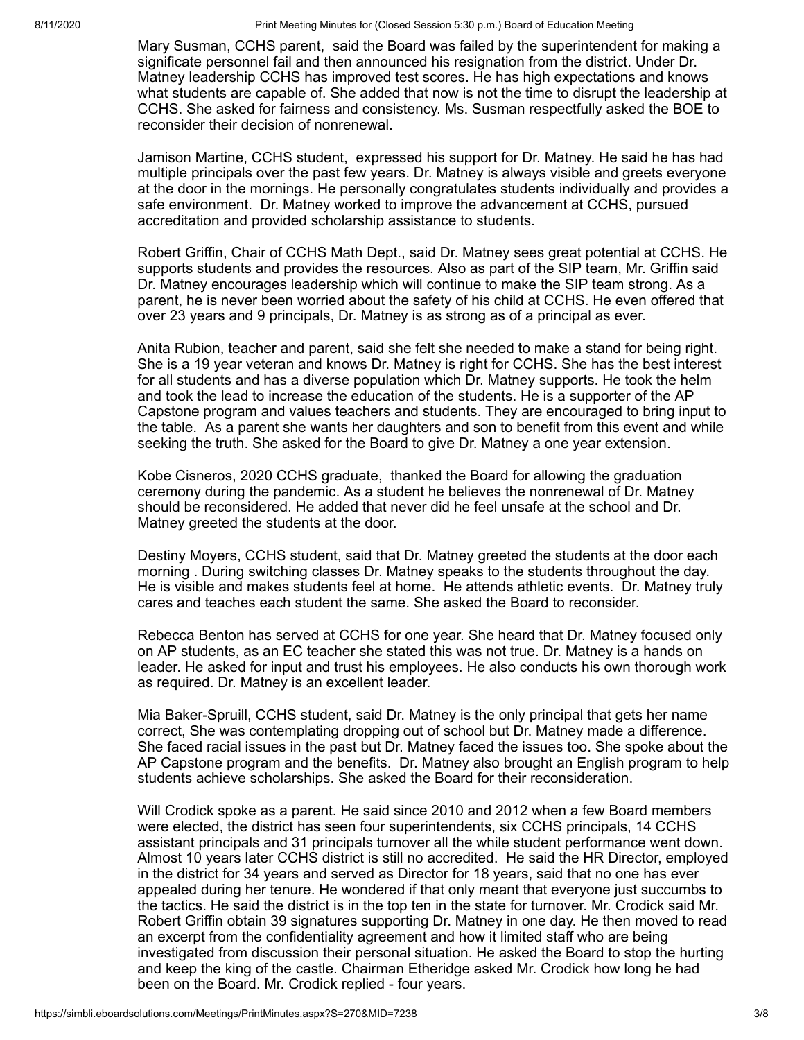Mary Susman, CCHS parent, said the Board was failed by the superintendent for making a significate personnel fail and then announced his resignation from the district. Under Dr. Matney leadership CCHS has improved test scores. He has high expectations and knows what students are capable of. She added that now is not the time to disrupt the leadership at CCHS. She asked for fairness and consistency. Ms. Susman respectfully asked the BOE to reconsider their decision of nonrenewal.

Jamison Martine, CCHS student, expressed his support for Dr. Matney. He said he has had multiple principals over the past few years. Dr. Matney is always visible and greets everyone at the door in the mornings. He personally congratulates students individually and provides a safe environment. Dr. Matney worked to improve the advancement at CCHS, pursued accreditation and provided scholarship assistance to students.

Robert Griffin, Chair of CCHS Math Dept., said Dr. Matney sees great potential at CCHS. He supports students and provides the resources. Also as part of the SIP team, Mr. Griffin said Dr. Matney encourages leadership which will continue to make the SIP team strong. As a parent, he is never been worried about the safety of his child at CCHS. He even offered that over 23 years and 9 principals, Dr. Matney is as strong as of a principal as ever.

Anita Rubion, teacher and parent, said she felt she needed to make a stand for being right. She is a 19 year veteran and knows Dr. Matney is right for CCHS. She has the best interest for all students and has a diverse population which Dr. Matney supports. He took the helm and took the lead to increase the education of the students. He is a supporter of the AP Capstone program and values teachers and students. They are encouraged to bring input to the table. As a parent she wants her daughters and son to benefit from this event and while seeking the truth. She asked for the Board to give Dr. Matney a one year extension.

Kobe Cisneros, 2020 CCHS graduate, thanked the Board for allowing the graduation ceremony during the pandemic. As a student he believes the nonrenewal of Dr. Matney should be reconsidered. He added that never did he feel unsafe at the school and Dr. Matney greeted the students at the door.

Destiny Moyers, CCHS student, said that Dr. Matney greeted the students at the door each morning . During switching classes Dr. Matney speaks to the students throughout the day. He is visible and makes students feel at home. He attends athletic events. Dr. Matney truly cares and teaches each student the same. She asked the Board to reconsider.

Rebecca Benton has served at CCHS for one year. She heard that Dr. Matney focused only on AP students, as an EC teacher she stated this was not true. Dr. Matney is a hands on leader. He asked for input and trust his employees. He also conducts his own thorough work as required. Dr. Matney is an excellent leader.

Mia Baker-Spruill, CCHS student, said Dr. Matney is the only principal that gets her name correct, She was contemplating dropping out of school but Dr. Matney made a difference. She faced racial issues in the past but Dr. Matney faced the issues too. She spoke about the AP Capstone program and the benefits. Dr. Matney also brought an English program to help students achieve scholarships. She asked the Board for their reconsideration.

Will Crodick spoke as a parent. He said since 2010 and 2012 when a few Board members were elected, the district has seen four superintendents, six CCHS principals, 14 CCHS assistant principals and 31 principals turnover all the while student performance went down. Almost 10 years later CCHS district is still no accredited. He said the HR Director, employed in the district for 34 years and served as Director for 18 years, said that no one has ever appealed during her tenure. He wondered if that only meant that everyone just succumbs to the tactics. He said the district is in the top ten in the state for turnover. Mr. Crodick said Mr. Robert Griffin obtain 39 signatures supporting Dr. Matney in one day. He then moved to read an excerpt from the confidentiality agreement and how it limited staff who are being investigated from discussion their personal situation. He asked the Board to stop the hurting and keep the king of the castle. Chairman Etheridge asked Mr. Crodick how long he had been on the Board. Mr. Crodick replied - four years.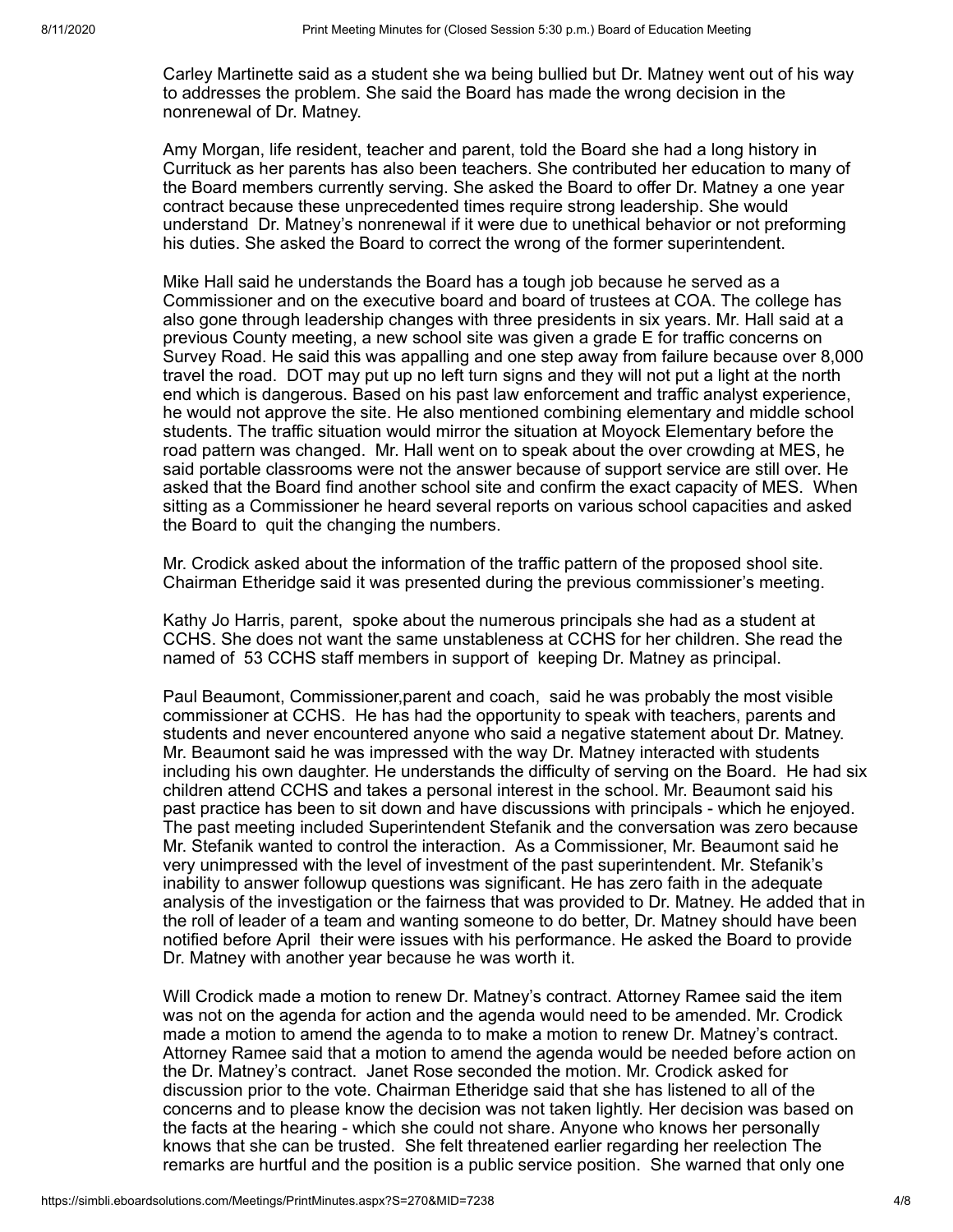Carley Martinette said as a student she wa being bullied but Dr. Matney went out of his way to addresses the problem. She said the Board has made the wrong decision in the nonrenewal of Dr. Matney.

Amy Morgan, life resident, teacher and parent, told the Board she had a long history in Currituck as her parents has also been teachers. She contributed her education to many of the Board members currently serving. She asked the Board to offer Dr. Matney a one year contract because these unprecedented times require strong leadership. She would understand Dr. Matney's nonrenewal if it were due to unethical behavior or not preforming his duties. She asked the Board to correct the wrong of the former superintendent.

Mike Hall said he understands the Board has a tough job because he served as a Commissioner and on the executive board and board of trustees at COA. The college has also gone through leadership changes with three presidents in six years. Mr. Hall said at a previous County meeting, a new school site was given a grade E for traffic concerns on Survey Road. He said this was appalling and one step away from failure because over 8,000 travel the road. DOT may put up no left turn signs and they will not put a light at the north end which is dangerous. Based on his past law enforcement and traffic analyst experience, he would not approve the site. He also mentioned combining elementary and middle school students. The traffic situation would mirror the situation at Moyock Elementary before the road pattern was changed. Mr. Hall went on to speak about the over crowding at MES, he said portable classrooms were not the answer because of support service are still over. He asked that the Board find another school site and confirm the exact capacity of MES. When sitting as a Commissioner he heard several reports on various school capacities and asked the Board to quit the changing the numbers.

Mr. Crodick asked about the information of the traffic pattern of the proposed shool site. Chairman Etheridge said it was presented during the previous commissioner's meeting.

Kathy Jo Harris, parent, spoke about the numerous principals she had as a student at CCHS. She does not want the same unstableness at CCHS for her children. She read the named of 53 CCHS staff members in support of keeping Dr. Matney as principal.

Paul Beaumont, Commissioner,parent and coach, said he was probably the most visible commissioner at CCHS. He has had the opportunity to speak with teachers, parents and students and never encountered anyone who said a negative statement about Dr. Matney. Mr. Beaumont said he was impressed with the way Dr. Matney interacted with students including his own daughter. He understands the difficulty of serving on the Board. He had six children attend CCHS and takes a personal interest in the school. Mr. Beaumont said his past practice has been to sit down and have discussions with principals - which he enjoyed. The past meeting included Superintendent Stefanik and the conversation was zero because Mr. Stefanik wanted to control the interaction. As a Commissioner, Mr. Beaumont said he very unimpressed with the level of investment of the past superintendent. Mr. Stefanik's inability to answer followup questions was significant. He has zero faith in the adequate analysis of the investigation or the fairness that was provided to Dr. Matney. He added that in the roll of leader of a team and wanting someone to do better, Dr. Matney should have been notified before April their were issues with his performance. He asked the Board to provide Dr. Matney with another year because he was worth it.

Will Crodick made a motion to renew Dr. Matney's contract. Attorney Ramee said the item was not on the agenda for action and the agenda would need to be amended. Mr. Crodick made a motion to amend the agenda to to make a motion to renew Dr. Matney's contract. Attorney Ramee said that a motion to amend the agenda would be needed before action on the Dr. Matney's contract. Janet Rose seconded the motion. Mr. Crodick asked for discussion prior to the vote. Chairman Etheridge said that she has listened to all of the concerns and to please know the decision was not taken lightly. Her decision was based on the facts at the hearing - which she could not share. Anyone who knows her personally knows that she can be trusted. She felt threatened earlier regarding her reelection The remarks are hurtful and the position is a public service position. She warned that only one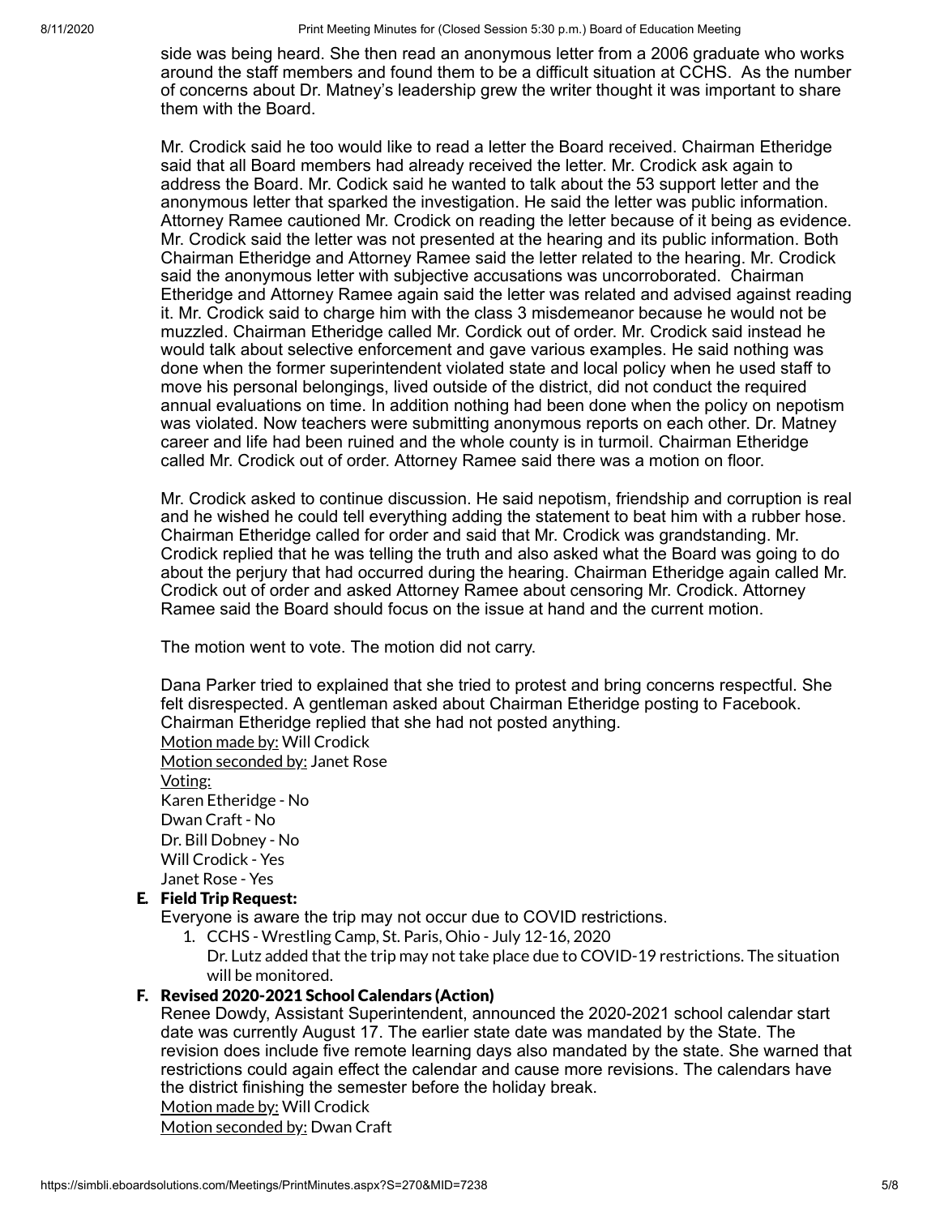side was being heard. She then read an anonymous letter from a 2006 graduate who works around the staff members and found them to be a difficult situation at CCHS. As the number of concerns about Dr. Matney's leadership grew the writer thought it was important to share them with the Board.

Mr. Crodick said he too would like to read a letter the Board received. Chairman Etheridge said that all Board members had already received the letter. Mr. Crodick ask again to address the Board. Mr. Codick said he wanted to talk about the 53 support letter and the anonymous letter that sparked the investigation. He said the letter was public information. Attorney Ramee cautioned Mr. Crodick on reading the letter because of it being as evidence. Mr. Crodick said the letter was not presented at the hearing and its public information. Both Chairman Etheridge and Attorney Ramee said the letter related to the hearing. Mr. Crodick said the anonymous letter with subjective accusations was uncorroborated. Chairman Etheridge and Attorney Ramee again said the letter was related and advised against reading it. Mr. Crodick said to charge him with the class 3 misdemeanor because he would not be muzzled. Chairman Etheridge called Mr. Cordick out of order. Mr. Crodick said instead he would talk about selective enforcement and gave various examples. He said nothing was done when the former superintendent violated state and local policy when he used staff to move his personal belongings, lived outside of the district, did not conduct the required annual evaluations on time. In addition nothing had been done when the policy on nepotism was violated. Now teachers were submitting anonymous reports on each other. Dr. Matney career and life had been ruined and the whole county is in turmoil. Chairman Etheridge called Mr. Crodick out of order. Attorney Ramee said there was a motion on floor.

Mr. Crodick asked to continue discussion. He said nepotism, friendship and corruption is real and he wished he could tell everything adding the statement to beat him with a rubber hose. Chairman Etheridge called for order and said that Mr. Crodick was grandstanding. Mr. Crodick replied that he was telling the truth and also asked what the Board was going to do about the perjury that had occurred during the hearing. Chairman Etheridge again called Mr. Crodick out of order and asked Attorney Ramee about censoring Mr. Crodick. Attorney Ramee said the Board should focus on the issue at hand and the current motion.

The motion went to vote. The motion did not carry.

Dana Parker tried to explained that she tried to protest and bring concerns respectful. She felt disrespected. A gentleman asked about Chairman Etheridge posting to Facebook. Chairman Etheridge replied that she had not posted anything.

Motion made by: Will Crodick
Motion seconded by: Janet Rose
Voting:
Karen Etheridge - No
Dwan Craft - No
Dr. Bill Dobney - No
Will Crodick - Yes
Janet Rose - Yes

### E. Field Trip Request:

Everyone is aware the trip may not occur due to COVID restrictions.

1. CCHS - Wrestling Camp, St. Paris, Ohio - July 12-16, 2020
   Dr. Lutz added that the trip may not take place due to COVID-19 restrictions. The situation will be monitored.

### F. Revised 2020-2021 School Calendars (Action)

Renee Dowdy, Assistant Superintendent, announced the 2020-2021 school calendar start date was currently August 17. The earlier state date was mandated by the State. The revision does include five remote learning days also mandated by the state. She warned that restrictions could again effect the calendar and cause more revisions. The calendars have the district finishing the semester before the holiday break.

Motion made by: Will Crodick
Motion seconded by: Dwan Craft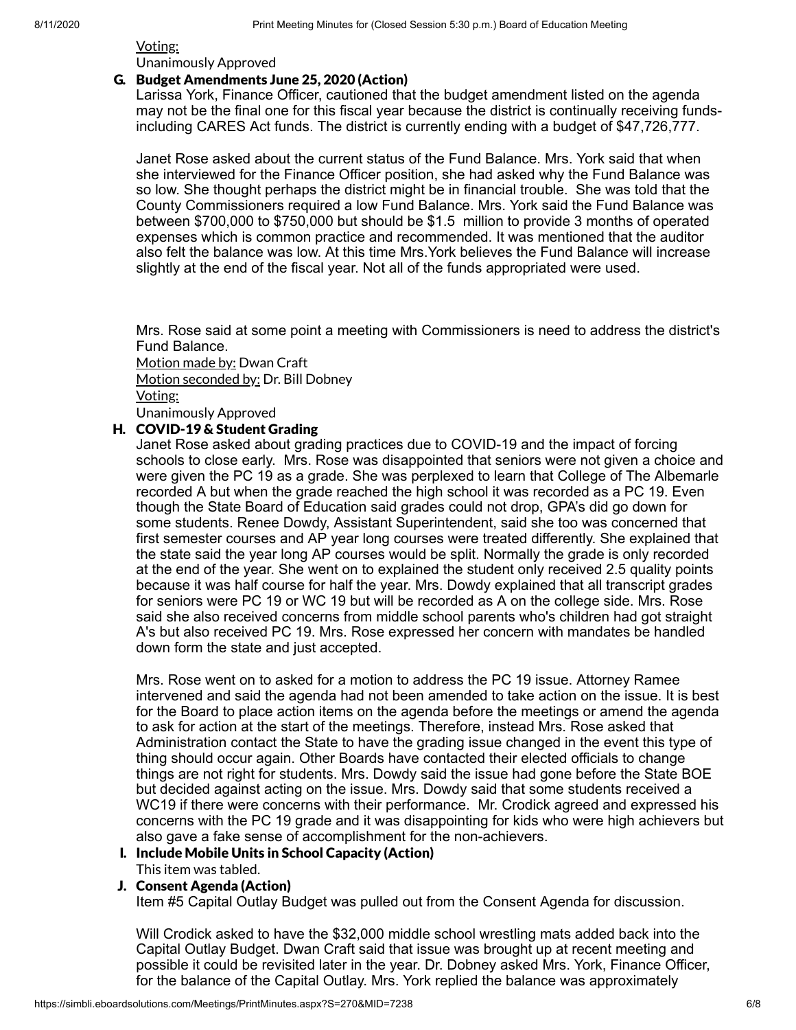Voting:
Unanimously Approved

### G. Budget Amendments June 25, 2020 (Action)

Larissa York, Finance Officer, cautioned that the budget amendment listed on the agenda may not be the final one for this fiscal year because the district is continually receiving funds-including CARES Act funds. The district is currently ending with a budget of $47,726,777.

Janet Rose asked about the current status of the Fund Balance. Mrs. York said that when she interviewed for the Finance Officer position, she had asked why the Fund Balance was so low. She thought perhaps the district might be in financial trouble. She was told that the County Commissioners required a low Fund Balance. Mrs. York said the Fund Balance was between $700,000 to $750,000 but should be $1.5 million to provide 3 months of operated expenses which is common practice and recommended. It was mentioned that the auditor also felt the balance was low. At this time Mrs.York believes the Fund Balance will increase slightly at the end of the fiscal year. Not all of the funds appropriated were used.

Mrs. Rose said at some point a meeting with Commissioners is need to address the district's Fund Balance.

Motion made by: Dwan Craft
Motion seconded by: Dr. Bill Dobney
Voting:
Unanimously Approved

### H. COVID-19 & Student Grading

Janet Rose asked about grading practices due to COVID-19 and the impact of forcing schools to close early. Mrs. Rose was disappointed that seniors were not given a choice and were given the PC 19 as a grade. She was perplexed to learn that College of The Albemarle recorded A but when the grade reached the high school it was recorded as a PC 19. Even though the State Board of Education said grades could not drop, GPA's did go down for some students. Renee Dowdy, Assistant Superintendent, said she too was concerned that first semester courses and AP year long courses were treated differently. She explained that the state said the year long AP courses would be split. Normally the grade is only recorded at the end of the year. She went on to explained the student only received 2.5 quality points because it was half course for half the year. Mrs. Dowdy explained that all transcript grades for seniors were PC 19 or WC 19 but will be recorded as A on the college side. Mrs. Rose said she also received concerns from middle school parents who's children had got straight A's but also received PC 19. Mrs. Rose expressed her concern with mandates be handled down form the state and just accepted.

Mrs. Rose went on to asked for a motion to address the PC 19 issue. Attorney Ramee intervened and said the agenda had not been amended to take action on the issue. It is best for the Board to place action items on the agenda before the meetings or amend the agenda to ask for action at the start of the meetings. Therefore, instead Mrs. Rose asked that Administration contact the State to have the grading issue changed in the event this type of thing should occur again. Other Boards have contacted their elected officials to change things are not right for students. Mrs. Dowdy said the issue had gone before the State BOE but decided against acting on the issue. Mrs. Dowdy said that some students received a WC19 if there were concerns with their performance. Mr. Crodick agreed and expressed his concerns with the PC 19 grade and it was disappointing for kids who were high achievers but also gave a fake sense of accomplishment for the non-achievers.

### I. Include Mobile Units in School Capacity (Action)

This item was tabled.

### J. Consent Agenda (Action)

Item #5 Capital Outlay Budget was pulled out from the Consent Agenda for discussion.

Will Crodick asked to have the $32,000 middle school wrestling mats added back into the Capital Outlay Budget. Dwan Craft said that issue was brought up at recent meeting and possible it could be revisited later in the year. Dr. Dobney asked Mrs. York, Finance Officer, for the balance of the Capital Outlay. Mrs. York replied the balance was approximately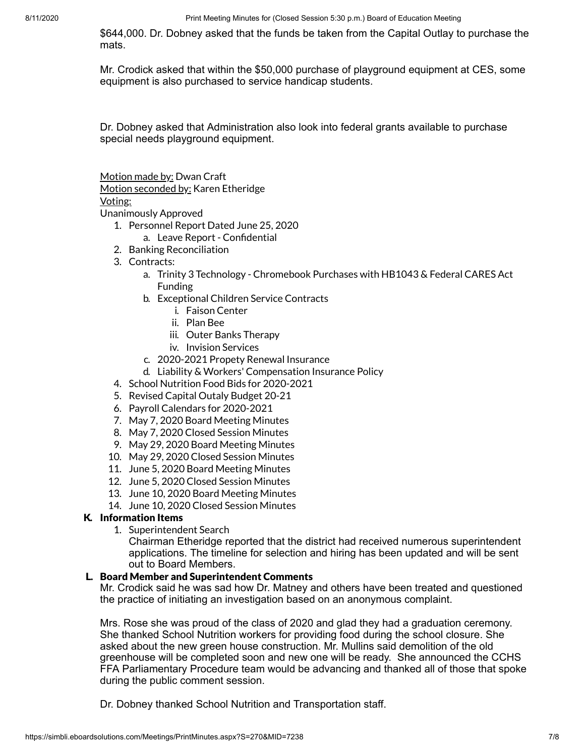$644,000. Dr. Dobney asked that the funds be taken from the Capital Outlay to purchase the mats.

Mr. Crodick asked that within the $50,000 purchase of playground equipment at CES, some equipment is also purchased to service handicap students.

Dr. Dobney asked that Administration also look into federal grants available to purchase special needs playground equipment.

Motion made by: Dwan Craft
Motion seconded by: Karen Etheridge
Voting:
Unanimously Approved

1. Personnel Report Dated June 25, 2020
   a. Leave Report - Confidential
2. Banking Reconciliation
3. Contracts:
   a. Trinity 3 Technology - Chromebook Purchases with HB1043 & Federal CARES Act Funding
   b. Exceptional Children Service Contracts
      i. Faison Center
      ii. Plan Bee
      iii. Outer Banks Therapy
      iv. Invision Services
   c. 2020-2021 Propety Renewal Insurance
   d. Liability & Workers' Compensation Insurance Policy
4. School Nutrition Food Bids for 2020-2021
5. Revised Capital Outaly Budget 20-21
6. Payroll Calendars for 2020-2021
7. May 7, 2020 Board Meeting Minutes
8. May 7, 2020 Closed Session Minutes
9. May 29, 2020 Board Meeting Minutes
10. May 29, 2020 Closed Session Minutes
11. June 5, 2020 Board Meeting Minutes
12. June 5, 2020 Closed Session Minutes
13. June 10, 2020 Board Meeting Minutes
14. June 10, 2020 Closed Session Minutes

### K. Information Items

1. Superintendent Search
   Chairman Etheridge reported that the district had received numerous superintendent applications. The timeline for selection and hiring has been updated and will be sent out to Board Members.

### L. Board Member and Superintendent Comments

Mr. Crodick said he was sad how Dr. Matney and others have been treated and questioned the practice of initiating an investigation based on an anonymous complaint.

Mrs. Rose she was proud of the class of 2020 and glad they had a graduation ceremony. She thanked School Nutrition workers for providing food during the school closure. She asked about the new green house construction. Mr. Mullins said demolition of the old greenhouse will be completed soon and new one will be ready. She announced the CCHS FFA Parliamentary Procedure team would be advancing and thanked all of those that spoke during the public comment session.

Dr. Dobney thanked School Nutrition and Transportation staff.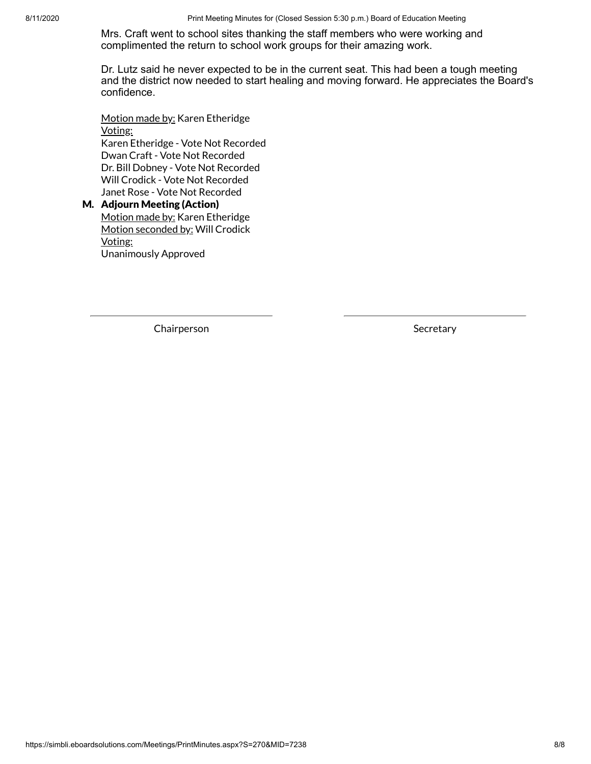Mrs. Craft went to school sites thanking the staff members who were working and complimented the return to school work groups for their amazing work.

Dr. Lutz said he never expected to be in the current seat. This had been a tough meeting and the district now needed to start healing and moving forward. He appreciates the Board's confidence.

Motion made by: Karen Etheridge
Voting:
Karen Etheridge - Vote Not Recorded
Dwan Craft - Vote Not Recorded
Dr. Bill Dobney - Vote Not Recorded
Will Crodick - Vote Not Recorded
Janet Rose - Vote Not Recorded

### M. Adjourn Meeting (Action)

Motion made by: Karen Etheridge
Motion seconded by: Will Crodick
Voting:
Unanimously Approved

Chairperson

Secretary